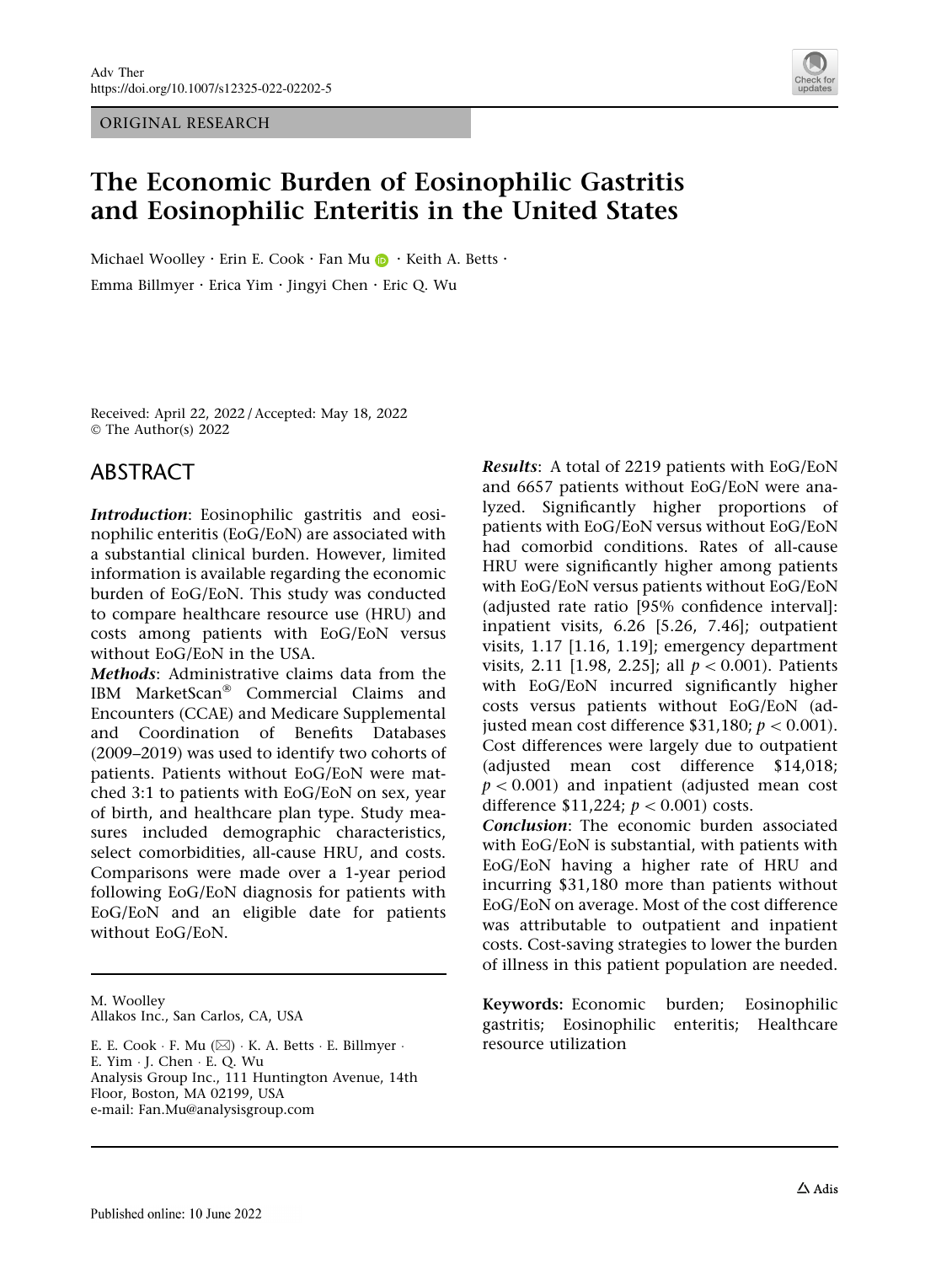ORIGINAL RESEARCH

# The Economic Burden of Eosinophilic Gastritis and Eosinophilic Enteritis in the United States

Michael Woolley · Erin E. Cook · Fan Mu · Keith A. Betts · Emma Billmyer · Erica Yim · Jingyi Chen · Eric Q. Wu

Received: April 22, 2022 / Accepted: May 18, 2022
© The Author(s) 2022

## ABSTRACT

***Introduction***: Eosinophilic gastritis and eosinophilic enteritis (EoG/EoN) are associated with a substantial clinical burden. However, limited information is available regarding the economic burden of EoG/EoN. This study was conducted to compare healthcare resource use (HRU) and costs among patients with EoG/EoN versus without EoG/EoN in the USA.

***Methods***: Administrative claims data from the IBM MarketScan® Commercial Claims and Encounters (CCAE) and Medicare Supplemental and Coordination of Benefits Databases (2009–2019) was used to identify two cohorts of patients. Patients without EoG/EoN were matched 3:1 to patients with EoG/EoN on sex, year of birth, and healthcare plan type. Study measures included demographic characteristics, select comorbidities, all-cause HRU, and costs. Comparisons were made over a 1-year period following EoG/EoN diagnosis for patients with EoG/EoN and an eligible date for patients without EoG/EoN.

***Results***: A total of 2219 patients with EoG/EoN and 6657 patients without EoG/EoN were analyzed. Significantly higher proportions of patients with EoG/EoN versus without EoG/EoN had comorbid conditions. Rates of all-cause HRU were significantly higher among patients with EoG/EoN versus patients without EoG/EoN (adjusted rate ratio [95% confidence interval]: inpatient visits, 6.26 [5.26, 7.46]; outpatient visits, 1.17 [1.16, 1.19]; emergency department visits, 2.11 [1.98, 2.25]; all $p < 0.001$). Patients with EoG/EoN incurred significantly higher costs versus patients without EoG/EoN (adjusted mean cost difference \$31,180; $p < 0.001$). Cost differences were largely due to outpatient (adjusted mean cost difference \$14,018; $p < 0.001$) and inpatient (adjusted mean cost difference \$11,224; $p < 0.001$) costs.

***Conclusion***: The economic burden associated with EoG/EoN is substantial, with patients with EoG/EoN having a higher rate of HRU and incurring \$31,180 more than patients without EoG/EoN on average. Most of the cost difference was attributable to outpatient and inpatient costs. Cost-saving strategies to lower the burden of illness in this patient population are needed.

**Keywords:** Economic burden; Eosinophilic gastritis; Eosinophilic enteritis; Healthcare resource utilization

---

M. Woolley
Allakos Inc., San Carlos, CA, USA

E. E. Cook · F. Mu (✉) · K. A. Betts · E. Billmyer · E. Yim · J. Chen · E. Q. Wu
Analysis Group Inc., 111 Huntington Avenue, 14th Floor, Boston, MA 02199, USA
e-mail: Fan.Mu@analysisgroup.com

Published online: 10 June 2022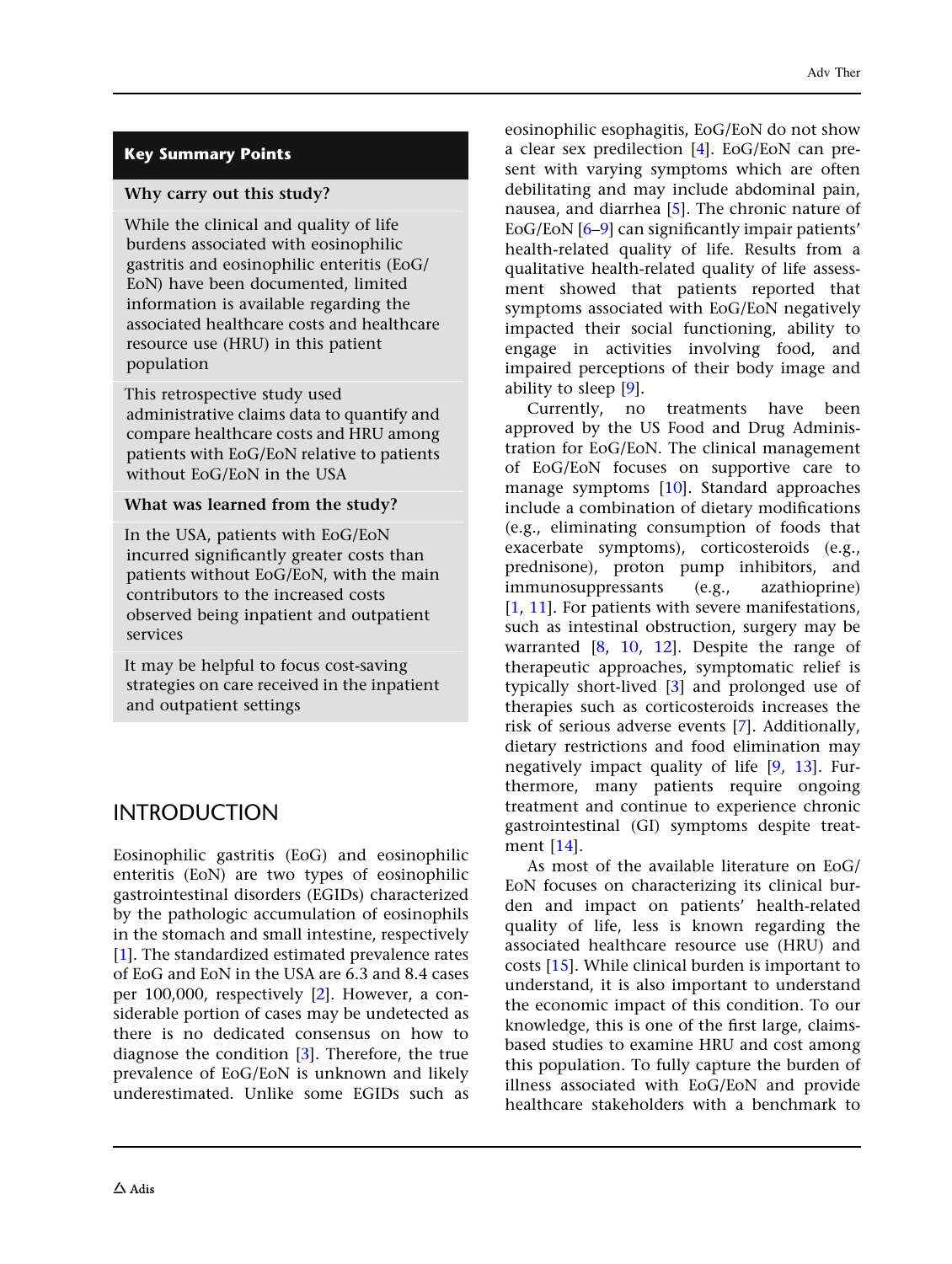## Key Summary Points

**Why carry out this study?**

While the clinical and quality of life burdens associated with eosinophilic gastritis and eosinophilic enteritis (EoG/EoN) have been documented, limited information is available regarding the associated healthcare costs and healthcare resource use (HRU) in this patient population

This retrospective study used administrative claims data to quantify and compare healthcare costs and HRU among patients with EoG/EoN relative to patients without EoG/EoN in the USA

**What was learned from the study?**

In the USA, patients with EoG/EoN incurred significantly greater costs than patients without EoG/EoN, with the main contributors to the increased costs observed being inpatient and outpatient services

It may be helpful to focus cost-saving strategies on care received in the inpatient and outpatient settings

# INTRODUCTION

Eosinophilic gastritis (EoG) and eosinophilic enteritis (EoN) are two types of eosinophilic gastrointestinal disorders (EGIDs) characterized by the pathologic accumulation of eosinophils in the stomach and small intestine, respectively [1]. The standardized estimated prevalence rates of EoG and EoN in the USA are 6.3 and 8.4 cases per 100,000, respectively [2]. However, a considerable portion of cases may be undetected as there is no dedicated consensus on how to diagnose the condition [3]. Therefore, the true prevalence of EoG/EoN is unknown and likely underestimated. Unlike some EGIDs such as eosinophilic esophagitis, EoG/EoN do not show a clear sex predilection [4]. EoG/EoN can present with varying symptoms which are often debilitating and may include abdominal pain, nausea, and diarrhea [5]. The chronic nature of EoG/EoN [6–9] can significantly impair patients' health-related quality of life. Results from a qualitative health-related quality of life assessment showed that patients reported that symptoms associated with EoG/EoN negatively impacted their social functioning, ability to engage in activities involving food, and impaired perceptions of their body image and ability to sleep [9].

Currently, no treatments have been approved by the US Food and Drug Administration for EoG/EoN. The clinical management of EoG/EoN focuses on supportive care to manage symptoms [10]. Standard approaches include a combination of dietary modifications (e.g., eliminating consumption of foods that exacerbate symptoms), corticosteroids (e.g., prednisone), proton pump inhibitors, and immunosuppressants (e.g., azathioprine) [1, 11]. For patients with severe manifestations, such as intestinal obstruction, surgery may be warranted [8, 10, 12]. Despite the range of therapeutic approaches, symptomatic relief is typically short-lived [3] and prolonged use of therapies such as corticosteroids increases the risk of serious adverse events [7]. Additionally, dietary restrictions and food elimination may negatively impact quality of life [9, 13]. Furthermore, many patients require ongoing treatment and continue to experience chronic gastrointestinal (GI) symptoms despite treatment [14].

As most of the available literature on EoG/EoN focuses on characterizing its clinical burden and impact on patients' health-related quality of life, less is known regarding the associated healthcare resource use (HRU) and costs [15]. While clinical burden is important to understand, it is also important to understand the economic impact of this condition. To our knowledge, this is one of the first large, claims-based studies to examine HRU and cost among this population. To fully capture the burden of illness associated with EoG/EoN and provide healthcare stakeholders with a benchmark to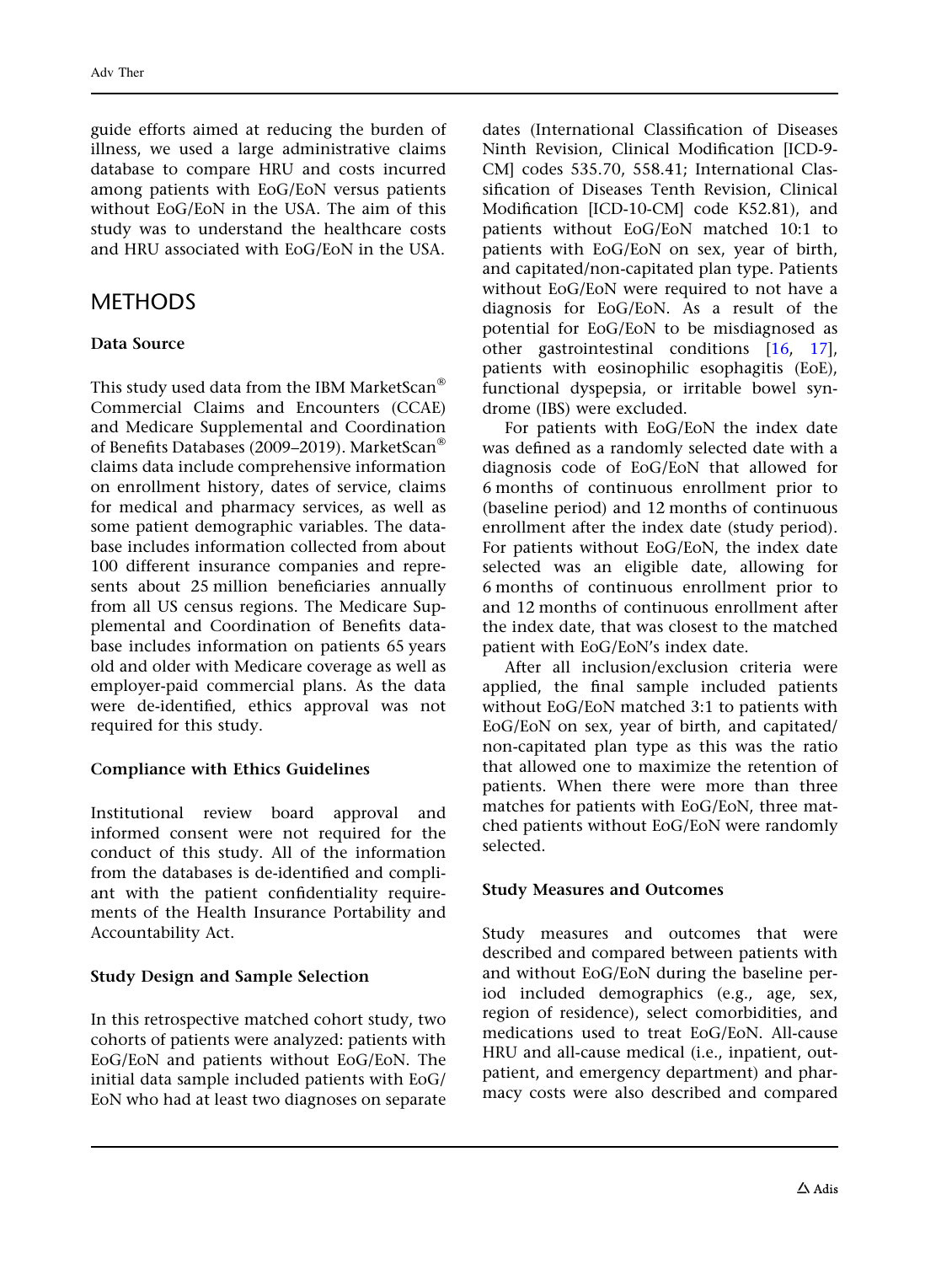guide efforts aimed at reducing the burden of illness, we used a large administrative claims database to compare HRU and costs incurred among patients with EoG/EoN versus patients without EoG/EoN in the USA. The aim of this study was to understand the healthcare costs and HRU associated with EoG/EoN in the USA.

# METHODS

### Data Source

This study used data from the IBM MarketScan® Commercial Claims and Encounters (CCAE) and Medicare Supplemental and Coordination of Benefits Databases (2009–2019). MarketScan® claims data include comprehensive information on enrollment history, dates of service, claims for medical and pharmacy services, as well as some patient demographic variables. The database includes information collected from about 100 different insurance companies and represents about 25 million beneficiaries annually from all US census regions. The Medicare Supplemental and Coordination of Benefits database includes information on patients 65 years old and older with Medicare coverage as well as employer-paid commercial plans. As the data were de-identified, ethics approval was not required for this study.

### Compliance with Ethics Guidelines

Institutional review board approval and informed consent were not required for the conduct of this study. All of the information from the databases is de-identified and compliant with the patient confidentiality requirements of the Health Insurance Portability and Accountability Act.

### Study Design and Sample Selection

In this retrospective matched cohort study, two cohorts of patients were analyzed: patients with EoG/EoN and patients without EoG/EoN. The initial data sample included patients with EoG/EoN who had at least two diagnoses on separate dates (International Classification of Diseases Ninth Revision, Clinical Modification [ICD-9-CM] codes 535.70, 558.41; International Classification of Diseases Tenth Revision, Clinical Modification [ICD-10-CM] code K52.81), and patients without EoG/EoN matched 10:1 to patients with EoG/EoN on sex, year of birth, and capitated/non-capitated plan type. Patients without EoG/EoN were required to not have a diagnosis for EoG/EoN. As a result of the potential for EoG/EoN to be misdiagnosed as other gastrointestinal conditions [16, 17], patients with eosinophilic esophagitis (EoE), functional dyspepsia, or irritable bowel syndrome (IBS) were excluded.

For patients with EoG/EoN the index date was defined as a randomly selected date with a diagnosis code of EoG/EoN that allowed for 6 months of continuous enrollment prior to (baseline period) and 12 months of continuous enrollment after the index date (study period). For patients without EoG/EoN, the index date selected was an eligible date, allowing for 6 months of continuous enrollment prior to and 12 months of continuous enrollment after the index date, that was closest to the matched patient with EoG/EoN's index date.

After all inclusion/exclusion criteria were applied, the final sample included patients without EoG/EoN matched 3:1 to patients with EoG/EoN on sex, year of birth, and capitated/non-capitated plan type as this was the ratio that allowed one to maximize the retention of patients. When there were more than three matches for patients with EoG/EoN, three matched patients without EoG/EoN were randomly selected.

### Study Measures and Outcomes

Study measures and outcomes that were described and compared between patients with and without EoG/EoN during the baseline period included demographics (e.g., age, sex, region of residence), select comorbidities, and medications used to treat EoG/EoN. All-cause HRU and all-cause medical (i.e., inpatient, outpatient, and emergency department) and pharmacy costs were also described and compared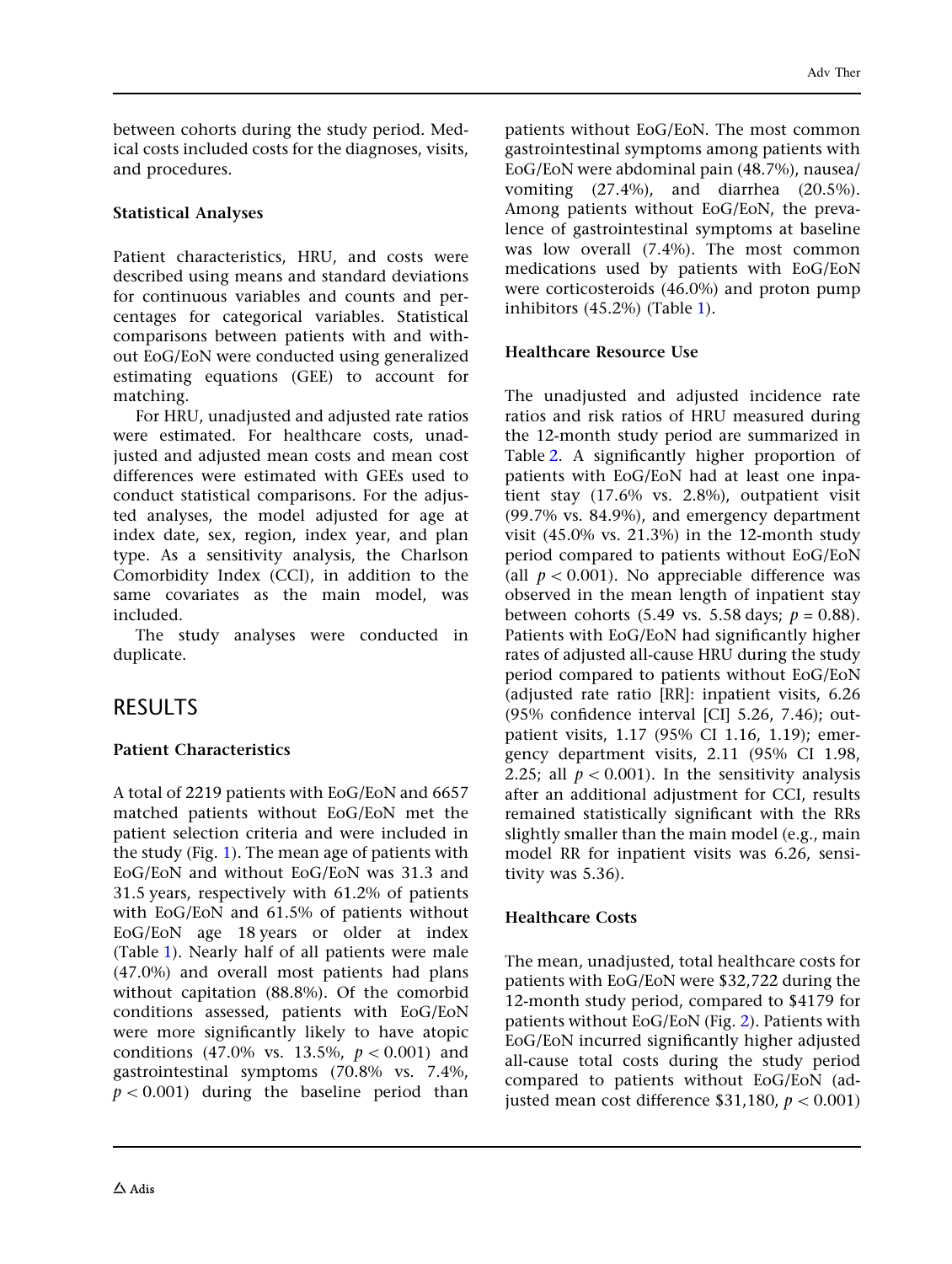between cohorts during the study period. Medical costs included costs for the diagnoses, visits, and procedures.

### Statistical Analyses

Patient characteristics, HRU, and costs were described using means and standard deviations for continuous variables and counts and percentages for categorical variables. Statistical comparisons between patients with and without EoG/EoN were conducted using generalized estimating equations (GEE) to account for matching.

For HRU, unadjusted and adjusted rate ratios were estimated. For healthcare costs, unadjusted and adjusted mean costs and mean cost differences were estimated with GEEs used to conduct statistical comparisons. For the adjusted analyses, the model adjusted for age at index date, sex, region, index year, and plan type. As a sensitivity analysis, the Charlson Comorbidity Index (CCI), in addition to the same covariates as the main model, was included.

The study analyses were conducted in duplicate.

## RESULTS

### Patient Characteristics

A total of 2219 patients with EoG/EoN and 6657 matched patients without EoG/EoN met the patient selection criteria and were included in the study (Fig. 1). The mean age of patients with EoG/EoN and without EoG/EoN was 31.3 and 31.5 years, respectively with 61.2% of patients with EoG/EoN and 61.5% of patients without EoG/EoN age 18 years or older at index (Table 1). Nearly half of all patients were male (47.0%) and overall most patients had plans without capitation (88.8%). Of the comorbid conditions assessed, patients with EoG/EoN were more significantly likely to have atopic conditions (47.0% vs. 13.5%, $p < 0.001$) and gastrointestinal symptoms (70.8% vs. 7.4%, $p < 0.001$) during the baseline period than patients without EoG/EoN. The most common gastrointestinal symptoms among patients with EoG/EoN were abdominal pain (48.7%), nausea/vomiting (27.4%), and diarrhea (20.5%). Among patients without EoG/EoN, the prevalence of gastrointestinal symptoms at baseline was low overall (7.4%). The most common medications used by patients with EoG/EoN were corticosteroids (46.0%) and proton pump inhibitors (45.2%) (Table 1).

### Healthcare Resource Use

The unadjusted and adjusted incidence rate ratios and risk ratios of HRU measured during the 12-month study period are summarized in Table 2. A significantly higher proportion of patients with EoG/EoN had at least one inpatient stay (17.6% vs. 2.8%), outpatient visit (99.7% vs. 84.9%), and emergency department visit (45.0% vs. 21.3%) in the 12-month study period compared to patients without EoG/EoN (all $p < 0.001$). No appreciable difference was observed in the mean length of inpatient stay between cohorts (5.49 vs. 5.58 days; $p = 0.88$). Patients with EoG/EoN had significantly higher rates of adjusted all-cause HRU during the study period compared to patients without EoG/EoN (adjusted rate ratio [RR]: inpatient visits, 6.26 (95% confidence interval [CI] 5.26, 7.46); outpatient visits, 1.17 (95% CI 1.16, 1.19); emergency department visits, 2.11 (95% CI 1.98, 2.25; all $p < 0.001$). In the sensitivity analysis after an additional adjustment for CCI, results remained statistically significant with the RRs slightly smaller than the main model (e.g., main model RR for inpatient visits was 6.26, sensitivity was 5.36).

### Healthcare Costs

The mean, unadjusted, total healthcare costs for patients with EoG/EoN were \$32,722 during the 12-month study period, compared to \$4179 for patients without EoG/EoN (Fig. 2). Patients with EoG/EoN incurred significantly higher adjusted all-cause total costs during the study period compared to patients without EoG/EoN (adjusted mean cost difference \$31,180, $p < 0.001$)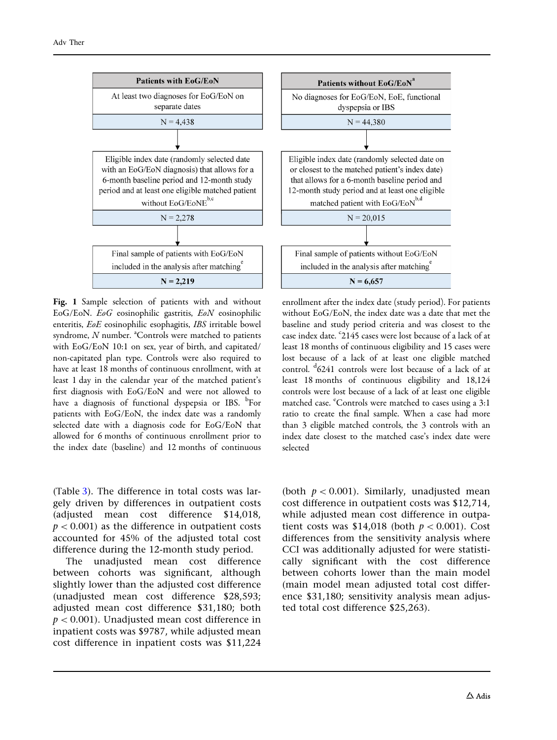| Patients with EoG/EoN | Patients without EoG/EoN[a] |
|---|---|
| At least two diagnoses for EoG/EoN on separate dates | No diagnoses for EoG/EoN, EoE, functional dyspepsia or IBS |
| N = 4,438 | N = 44,380 |
| ↓ | ↓ |
| Eligible index date (randomly selected date with an EoG/EoN diagnosis) that allows for a 6-month baseline period and 12-month study period and at least one eligible matched patient without EoG/EoNE[b,c] | Eligible index date (randomly selected date on or closest to the matched patient's index date) that allows for a 6-month baseline period and 12-month study period and at least one eligible matched patient with EoG/EoN[b,d] |
| N = 2,278 | N = 20,015 |
| ↓ | ↓ |
| Final sample of patients with EoG/EoN included in the analysis after matching[e] | Final sample of patients without EoG/EoN included in the analysis after matching[e] |
| **N = 2,219** | **N = 6,657** |

**Fig. 1** Sample selection of patients with and without EoG/EoN. *EoG* eosinophilic gastritis, *EoN* eosinophilic enteritis, *EoE* eosinophilic esophagitis, *IBS* irritable bowel syndrome, *N* number. [a]Controls were matched to patients with EoG/EoN 10:1 on sex, year of birth, and capitated/non-capitated plan type. Controls were also required to have at least 18 months of continuous enrollment, with at least 1 day in the calendar year of the matched patient's first diagnosis with EoG/EoN and were not allowed to have a diagnosis of functional dyspepsia or IBS. [b]For patients with EoG/EoN, the index date was a randomly selected date with a diagnosis code for EoG/EoN that allowed for 6 months of continuous enrollment prior to the index date (baseline) and 12 months of continuous enrollment after the index date (study period). For patients without EoG/EoN, the index date was a date that met the baseline and study period criteria and was closest to the case index date. [c]2145 cases were lost because of a lack of at least 18 months of continuous eligibility and 15 cases were lost because of a lack of at least one eligible matched control. [d]6241 controls were lost because of a lack of at least 18 months of continuous eligibility and 18,124 controls were lost because of a lack of at least one eligible matched case. [e]Controls were matched to cases using a 3:1 ratio to create the final sample. When a case had more than 3 eligible matched controls, the 3 controls with an index date closest to the matched case's index date were selected

(Table 3). The difference in total costs was largely driven by differences in outpatient costs (adjusted mean cost difference \$14,018, $p < 0.001$) as the difference in outpatient costs accounted for 45% of the adjusted total cost difference during the 12-month study period.

The unadjusted mean cost difference between cohorts was significant, although slightly lower than the adjusted cost difference (unadjusted mean cost difference \$28,593; adjusted mean cost difference \$31,180; both $p < 0.001$). Unadjusted mean cost difference in inpatient costs was \$9787, while adjusted mean cost difference in inpatient costs was \$11,224 (both $p < 0.001$). Similarly, unadjusted mean cost difference in outpatient costs was \$12,714, while adjusted mean cost difference in outpatient costs was \$14,018 (both $p < 0.001$). Cost differences from the sensitivity analysis where CCI was additionally adjusted for were statistically significant with the cost difference between cohorts lower than the main model (main model mean adjusted total cost difference \$31,180; sensitivity analysis mean adjusted total cost difference \$25,263).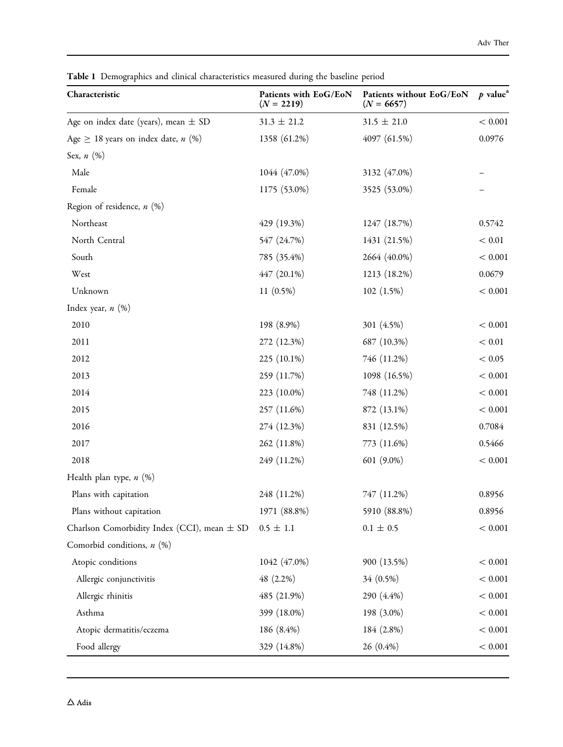**Table 1** Demographics and clinical characteristics measured during the baseline period

| Characteristic | Patients with EoG/EoN ($N = 2219$) | Patients without EoG/EoN ($N = 6657$) | $p$ value[a] |
|---|---|---|---|
| Age on index date (years), mean ± SD | 31.3 ± 21.2 | 31.5 ± 21.0 | < 0.001 |
| Age ≥ 18 years on index date, $n$ (%) | 1358 (61.2%) | 4097 (61.5%) | 0.0976 |
| Sex, $n$ (%) | | | |
| Male | 1044 (47.0%) | 3132 (47.0%) | – |
| Female | 1175 (53.0%) | 3525 (53.0%) | – |
| Region of residence, $n$ (%) | | | |
| Northeast | 429 (19.3%) | 1247 (18.7%) | 0.5742 |
| North Central | 547 (24.7%) | 1431 (21.5%) | < 0.01 |
| South | 785 (35.4%) | 2664 (40.0%) | < 0.001 |
| West | 447 (20.1%) | 1213 (18.2%) | 0.0679 |
| Unknown | 11 (0.5%) | 102 (1.5%) | < 0.001 |
| Index year, $n$ (%) | | | |
| 2010 | 198 (8.9%) | 301 (4.5%) | < 0.001 |
| 2011 | 272 (12.3%) | 687 (10.3%) | < 0.01 |
| 2012 | 225 (10.1%) | 746 (11.2%) | < 0.05 |
| 2013 | 259 (11.7%) | 1098 (16.5%) | < 0.001 |
| 2014 | 223 (10.0%) | 748 (11.2%) | < 0.001 |
| 2015 | 257 (11.6%) | 872 (13.1%) | < 0.001 |
| 2016 | 274 (12.3%) | 831 (12.5%) | 0.7084 |
| 2017 | 262 (11.8%) | 773 (11.6%) | 0.5466 |
| 2018 | 249 (11.2%) | 601 (9.0%) | < 0.001 |
| Health plan type, $n$ (%) | | | |
| Plans with capitation | 248 (11.2%) | 747 (11.2%) | 0.8956 |
| Plans without capitation | 1971 (88.8%) | 5910 (88.8%) | 0.8956 |
| Charlson Comorbidity Index (CCI), mean ± SD | 0.5 ± 1.1 | 0.1 ± 0.5 | < 0.001 |
| Comorbid conditions, $n$ (%) | | | |
| Atopic conditions | 1042 (47.0%) | 900 (13.5%) | < 0.001 |
| Allergic conjunctivitis | 48 (2.2%) | 34 (0.5%) | < 0.001 |
| Allergic rhinitis | 485 (21.9%) | 290 (4.4%) | < 0.001 |
| Asthma | 399 (18.0%) | 198 (3.0%) | < 0.001 |
| Atopic dermatitis/eczema | 186 (8.4%) | 184 (2.8%) | < 0.001 |
| Food allergy | 329 (14.8%) | 26 (0.4%) | < 0.001 |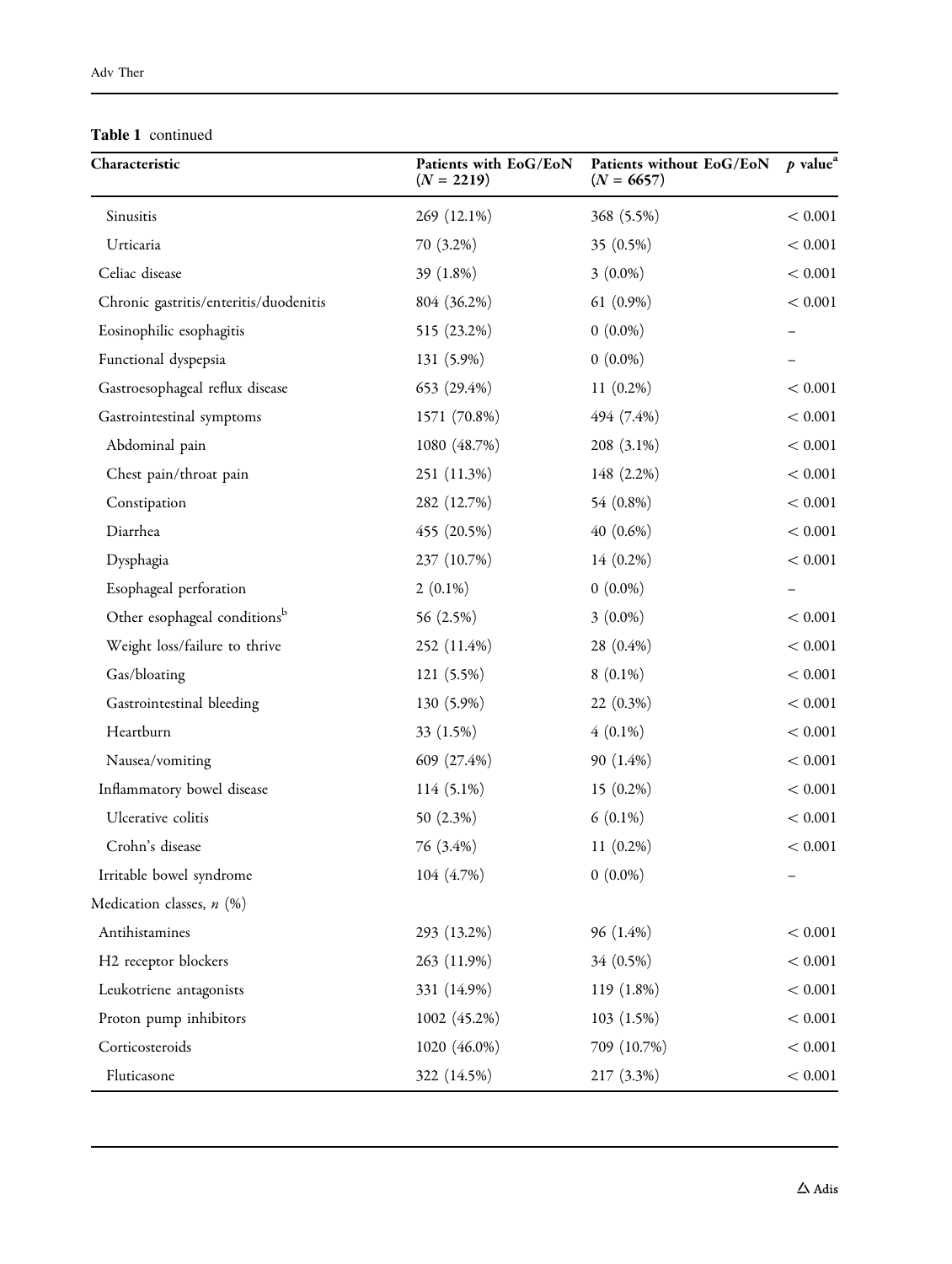**Table 1** continued

| Characteristic | Patients with EoG/EoN ($N$ = 2219) | Patients without EoG/EoN ($N$ = 6657) | $p$ value[a] |
|---|---|---|---|
| Sinusitis | 269 (12.1%) | 368 (5.5%) | < 0.001 |
| Urticaria | 70 (3.2%) | 35 (0.5%) | < 0.001 |
| Celiac disease | 39 (1.8%) | 3 (0.0%) | < 0.001 |
| Chronic gastritis/enteritis/duodenitis | 804 (36.2%) | 61 (0.9%) | < 0.001 |
| Eosinophilic esophagitis | 515 (23.2%) | 0 (0.0%) | – |
| Functional dyspepsia | 131 (5.9%) | 0 (0.0%) | – |
| Gastroesophageal reflux disease | 653 (29.4%) | 11 (0.2%) | < 0.001 |
| Gastrointestinal symptoms | 1571 (70.8%) | 494 (7.4%) | < 0.001 |
| Abdominal pain | 1080 (48.7%) | 208 (3.1%) | < 0.001 |
| Chest pain/throat pain | 251 (11.3%) | 148 (2.2%) | < 0.001 |
| Constipation | 282 (12.7%) | 54 (0.8%) | < 0.001 |
| Diarrhea | 455 (20.5%) | 40 (0.6%) | < 0.001 |
| Dysphagia | 237 (10.7%) | 14 (0.2%) | < 0.001 |
| Esophageal perforation | 2 (0.1%) | 0 (0.0%) | – |
| Other esophageal conditions[b] | 56 (2.5%) | 3 (0.0%) | < 0.001 |
| Weight loss/failure to thrive | 252 (11.4%) | 28 (0.4%) | < 0.001 |
| Gas/bloating | 121 (5.5%) | 8 (0.1%) | < 0.001 |
| Gastrointestinal bleeding | 130 (5.9%) | 22 (0.3%) | < 0.001 |
| Heartburn | 33 (1.5%) | 4 (0.1%) | < 0.001 |
| Nausea/vomiting | 609 (27.4%) | 90 (1.4%) | < 0.001 |
| Inflammatory bowel disease | 114 (5.1%) | 15 (0.2%) | < 0.001 |
| Ulcerative colitis | 50 (2.3%) | 6 (0.1%) | < 0.001 |
| Crohn's disease | 76 (3.4%) | 11 (0.2%) | < 0.001 |
| Irritable bowel syndrome | 104 (4.7%) | 0 (0.0%) | – |
| Medication classes, $n$ (%) | | | |
| Antihistamines | 293 (13.2%) | 96 (1.4%) | < 0.001 |
| H2 receptor blockers | 263 (11.9%) | 34 (0.5%) | < 0.001 |
| Leukotriene antagonists | 331 (14.9%) | 119 (1.8%) | < 0.001 |
| Proton pump inhibitors | 1002 (45.2%) | 103 (1.5%) | < 0.001 |
| Corticosteroids | 1020 (46.0%) | 709 (10.7%) | < 0.001 |
| Fluticasone | 322 (14.5%) | 217 (3.3%) | < 0.001 |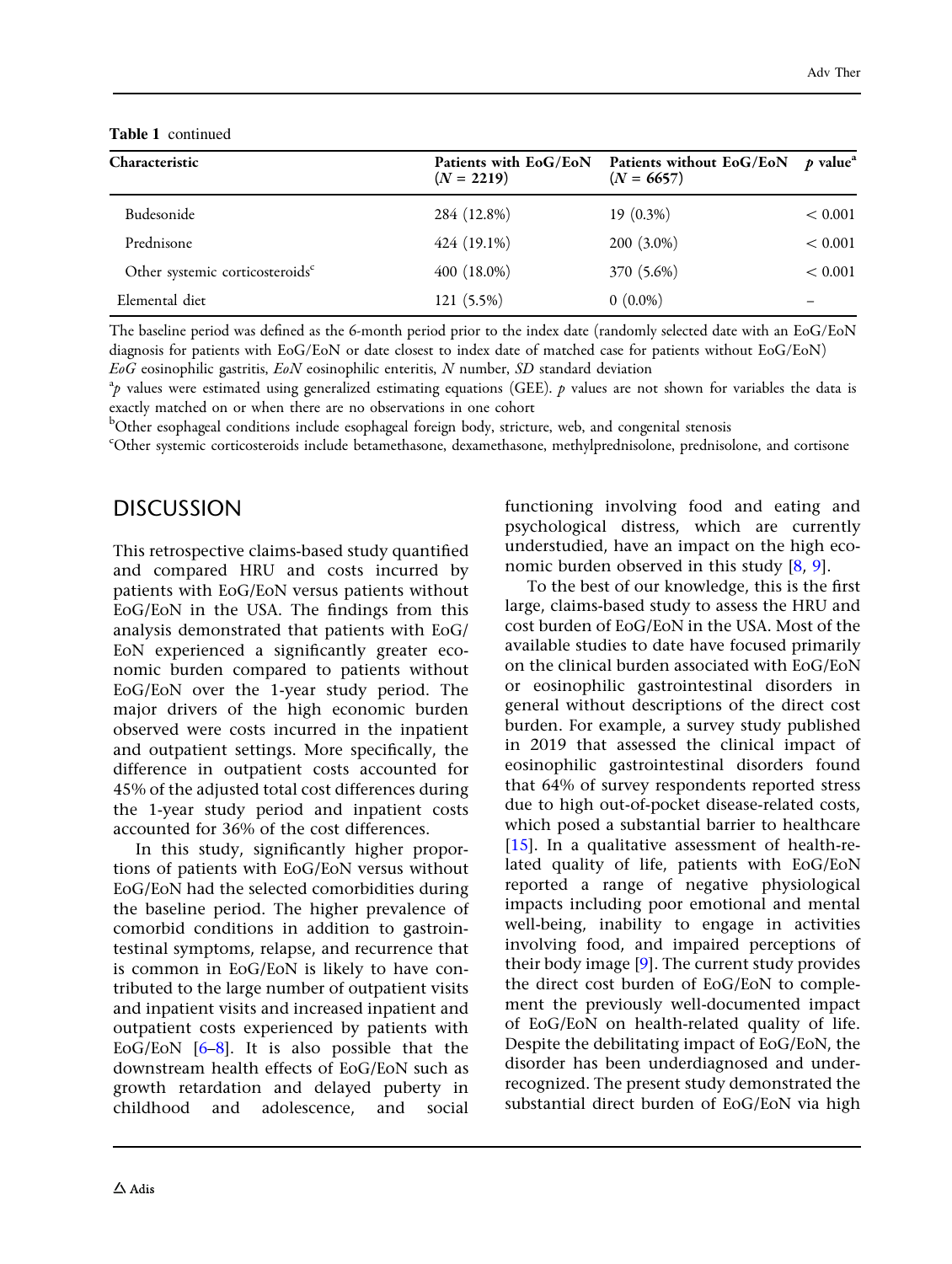**Table 1** continued

| Characteristic | Patients with EoG/EoN ($N$ = 2219) | Patients without EoG/EoN ($N$ = 6657) | $p$ value[a] |
|---|---|---|---|
| Budesonide | 284 (12.8%) | 19 (0.3%) | < 0.001 |
| Prednisone | 424 (19.1%) | 200 (3.0%) | < 0.001 |
| Other systemic corticosteroids[c] | 400 (18.0%) | 370 (5.6%) | < 0.001 |
| Elemental diet | 121 (5.5%) | 0 (0.0%) | – |

The baseline period was defined as the 6-month period prior to the index date (randomly selected date with an EoG/EoN diagnosis for patients with EoG/EoN or date closest to index date of matched case for patients without EoG/EoN)

*EoG* eosinophilic gastritis, *EoN* eosinophilic enteritis, *N* number, *SD* standard deviation

[a] *p* values were estimated using generalized estimating equations (GEE). *p* values are not shown for variables the data is exactly matched on or when there are no observations in one cohort

[b] Other esophageal conditions include esophageal foreign body, stricture, web, and congenital stenosis

[c] Other systemic corticosteroids include betamethasone, dexamethasone, methylprednisolone, prednisolone, and cortisone

## DISCUSSION

This retrospective claims-based study quantified and compared HRU and costs incurred by patients with EoG/EoN versus patients without EoG/EoN in the USA. The findings from this analysis demonstrated that patients with EoG/EoN experienced a significantly greater economic burden compared to patients without EoG/EoN over the 1-year study period. The major drivers of the high economic burden observed were costs incurred in the inpatient and outpatient settings. More specifically, the difference in outpatient costs accounted for 45% of the adjusted total cost differences during the 1-year study period and inpatient costs accounted for 36% of the cost differences.

In this study, significantly higher proportions of patients with EoG/EoN versus without EoG/EoN had the selected comorbidities during the baseline period. The higher prevalence of comorbid conditions in addition to gastrointestinal symptoms, relapse, and recurrence that is common in EoG/EoN is likely to have contributed to the large number of outpatient visits and inpatient visits and increased inpatient and outpatient costs experienced by patients with EoG/EoN [6–8]. It is also possible that the downstream health effects of EoG/EoN such as growth retardation and delayed puberty in childhood and adolescence, and social functioning involving food and eating and psychological distress, which are currently understudied, have an impact on the high economic burden observed in this study [8, 9].

To the best of our knowledge, this is the first large, claims-based study to assess the HRU and cost burden of EoG/EoN in the USA. Most of the available studies to date have focused primarily on the clinical burden associated with EoG/EoN or eosinophilic gastrointestinal disorders in general without descriptions of the direct cost burden. For example, a survey study published in 2019 that assessed the clinical impact of eosinophilic gastrointestinal disorders found that 64% of survey respondents reported stress due to high out-of-pocket disease-related costs, which posed a substantial barrier to healthcare [15]. In a qualitative assessment of health-related quality of life, patients with EoG/EoN reported a range of negative physiological impacts including poor emotional and mental well-being, inability to engage in activities involving food, and impaired perceptions of their body image [9]. The current study provides the direct cost burden of EoG/EoN to complement the previously well-documented impact of EoG/EoN on health-related quality of life. Despite the debilitating impact of EoG/EoN, the disorder has been underdiagnosed and underrecognized. The present study demonstrated the substantial direct burden of EoG/EoN via high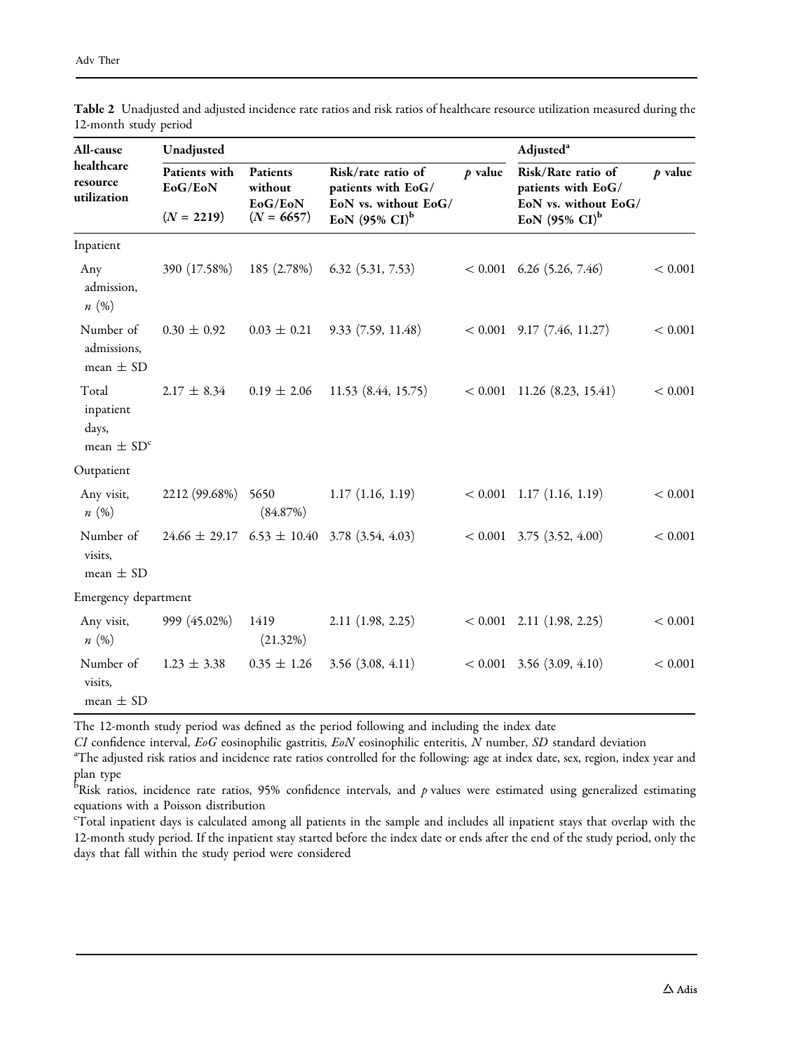**Table 2** Unadjusted and adjusted incidence rate ratios and risk ratios of healthcare resource utilization measured during the 12-month study period

| All-cause healthcare resource utilization | Unadjusted | | | | Adjusted[a] | |
|---|---|---|---|---|---|---|
| | Patients with EoG/EoN ($N = 2219$) | Patients without EoG/EoN ($N = 6657$) | Risk/rate ratio of patients with EoG/EoN vs. without EoG/EoN (95% CI)[b] | $p$ value | Risk/Rate ratio of patients with EoG/EoN vs. without EoG/EoN (95% CI)[b] | $p$ value |
| Inpatient | | | | | | |
| Any admission, $n$ (%) | 390 (17.58%) | 185 (2.78%) | 6.32 (5.31, 7.53) | < 0.001 | 6.26 (5.26, 7.46) | < 0.001 |
| Number of admissions, mean ± SD | 0.30 ± 0.92 | 0.03 ± 0.21 | 9.33 (7.59, 11.48) | < 0.001 | 9.17 (7.46, 11.27) | < 0.001 |
| Total inpatient days, mean ± SD[c] | 2.17 ± 8.34 | 0.19 ± 2.06 | 11.53 (8.44, 15.75) | < 0.001 | 11.26 (8.23, 15.41) | < 0.001 |
| Outpatient | | | | | | |
| Any visit, $n$ (%) | 2212 (99.68%) | 5650 (84.87%) | 1.17 (1.16, 1.19) | < 0.001 | 1.17 (1.16, 1.19) | < 0.001 |
| Number of visits, mean ± SD | 24.66 ± 29.17 | 6.53 ± 10.40 | 3.78 (3.54, 4.03) | < 0.001 | 3.75 (3.52, 4.00) | < 0.001 |
| Emergency department | | | | | | |
| Any visit, $n$ (%) | 999 (45.02%) | 1419 (21.32%) | 2.11 (1.98, 2.25) | < 0.001 | 2.11 (1.98, 2.25) | < 0.001 |
| Number of visits, mean ± SD | 1.23 ± 3.38 | 0.35 ± 1.26 | 3.56 (3.08, 4.11) | < 0.001 | 3.56 (3.09, 4.10) | < 0.001 |

The 12-month study period was defined as the period following and including the index date

*CI* confidence interval, *EoG* eosinophilic gastritis, *EoN* eosinophilic enteritis, *N* number, *SD* standard deviation

[a]The adjusted risk ratios and incidence rate ratios controlled for the following: age at index date, sex, region, index year and plan type

[b]Risk ratios, incidence rate ratios, 95% confidence intervals, and $p$ values were estimated using generalized estimating equations with a Poisson distribution

[c]Total inpatient days is calculated among all patients in the sample and includes all inpatient stays that overlap with the 12-month study period. If the inpatient stay started before the index date or ends after the end of the study period, only the days that fall within the study period were considered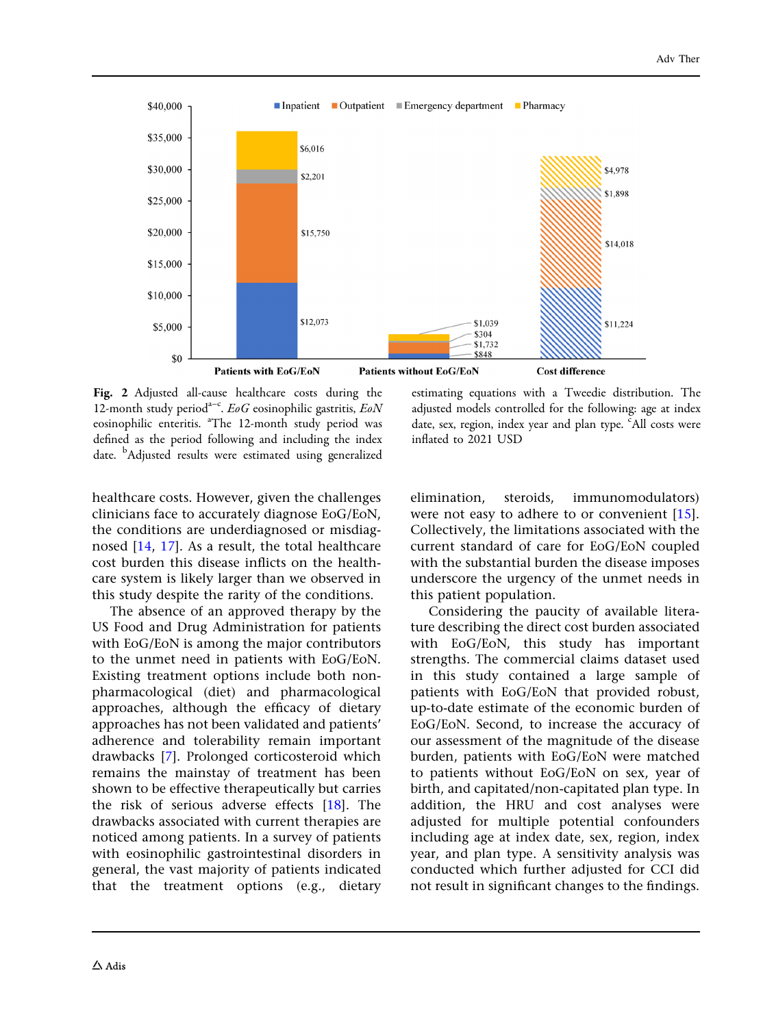**Fig. 2** Adjusted all-cause healthcare costs during the 12-month study period[a–c]. *EoG* eosinophilic gastritis, *EoN* eosinophilic enteritis. [a]The 12-month study period was defined as the period following and including the index date. [b]Adjusted results were estimated using generalized estimating equations with a Tweedie distribution. The adjusted models controlled for the following: age at index date, sex, region, index year and plan type. [c]All costs were inflated to 2021 USD

healthcare costs. However, given the challenges clinicians face to accurately diagnose EoG/EoN, the conditions are underdiagnosed or misdiagnosed [14, 17]. As a result, the total healthcare cost burden this disease inflicts on the healthcare system is likely larger than we observed in this study despite the rarity of the conditions.

The absence of an approved therapy by the US Food and Drug Administration for patients with EoG/EoN is among the major contributors to the unmet need in patients with EoG/EoN. Existing treatment options include both non-pharmacological (diet) and pharmacological approaches, although the efficacy of dietary approaches has not been validated and patients' adherence and tolerability remain important drawbacks [7]. Prolonged corticosteroid which remains the mainstay of treatment has been shown to be effective therapeutically but carries the risk of serious adverse effects [18]. The drawbacks associated with current therapies are noticed among patients. In a survey of patients with eosinophilic gastrointestinal disorders in general, the vast majority of patients indicated that the treatment options (e.g., dietary elimination, steroids, immunomodulators) were not easy to adhere to or convenient [15]. Collectively, the limitations associated with the current standard of care for EoG/EoN coupled with the substantial burden the disease imposes underscore the urgency of the unmet needs in this patient population.

Considering the paucity of available literature describing the direct cost burden associated with EoG/EoN, this study has important strengths. The commercial claims dataset used in this study contained a large sample of patients with EoG/EoN that provided robust, up-to-date estimate of the economic burden of EoG/EoN. Second, to increase the accuracy of our assessment of the magnitude of the disease burden, patients with EoG/EoN were matched to patients without EoG/EoN on sex, year of birth, and capitated/non-capitated plan type. In addition, the HRU and cost analyses were adjusted for multiple potential confounders including age at index date, sex, region, index year, and plan type. A sensitivity analysis was conducted which further adjusted for CCI did not result in significant changes to the findings.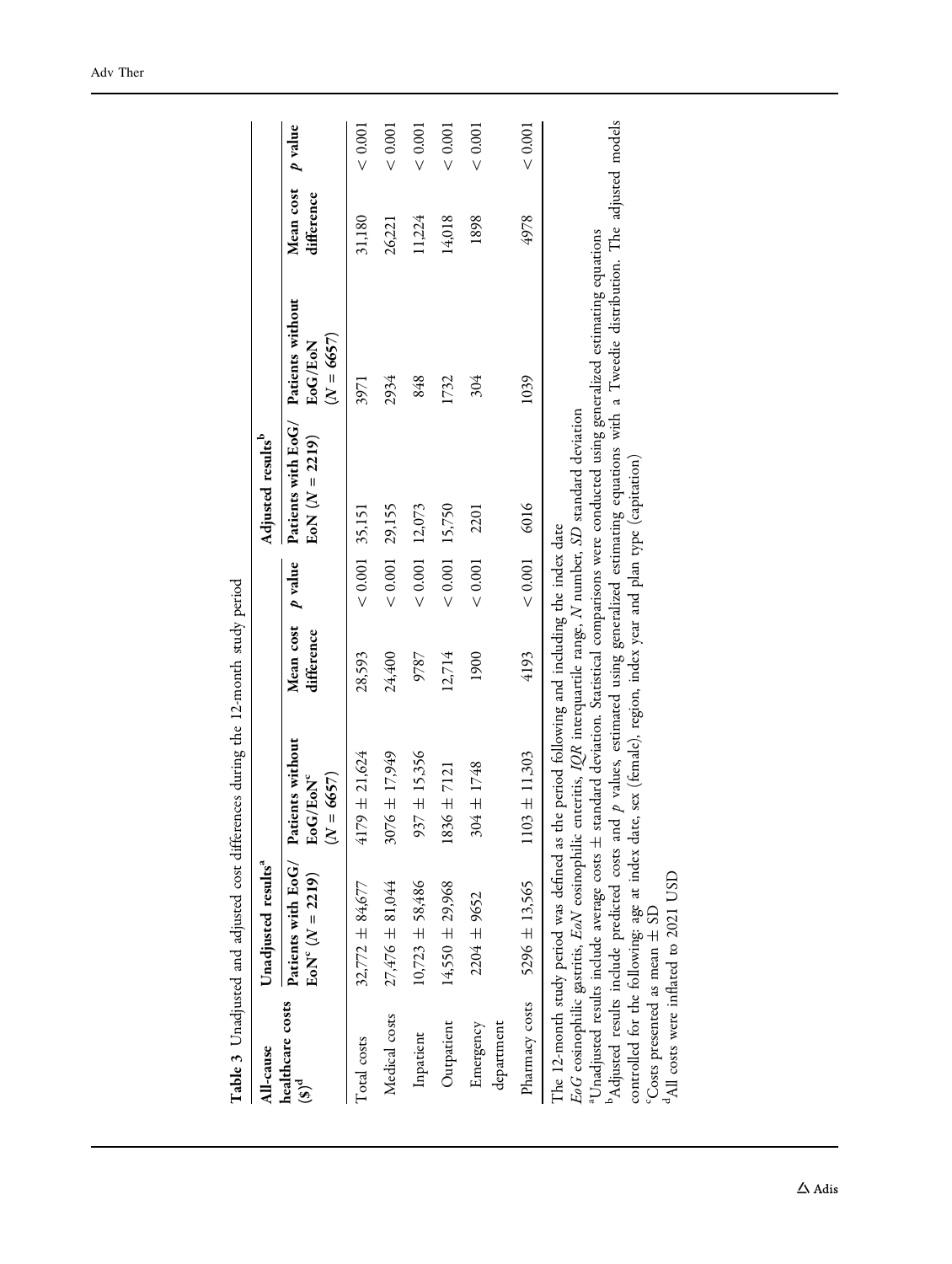**Table 3** Unadjusted and adjusted cost differences during the 12-month study period

| All-cause healthcare costs ($)[d] | Unadjusted results[a] | | | | Adjusted results[b] | | | |
|---|---|---|---|---|---|---|---|---|
| | Patients with EoG/EoN[c] ($N = 2219$) | Patients without EoG/EoN[c] ($N = 6657$) | Mean cost difference | $p$ value | Patients with EoG/EoN ($N = 2219$) | Patients without EoG/EoN ($N = 6657$) | Mean cost difference | $p$ value |
| Total costs | 32,772 ± 84,677 | 4179 ± 21,624 | 28,593 | < 0.001 | 35,151 | 3971 | 31,180 | < 0.001 |
| Medical costs | 27,476 ± 81,044 | 3076 ± 17,949 | 24,400 | < 0.001 | 29,155 | 2934 | 26,221 | < 0.001 |
| Inpatient | 10,723 ± 58,486 | 937 ± 15,356 | 9787 | < 0.001 | 12,073 | 848 | 11,224 | < 0.001 |
| Outpatient | 14,550 ± 29,968 | 1836 ± 7121 | 12,714 | < 0.001 | 15,750 | 1732 | 14,018 | < 0.001 |
| Emergency department | 2204 ± 9652 | 304 ± 1748 | 1900 | < 0.001 | 2201 | 304 | 1898 | < 0.001 |
| Pharmacy costs | 5296 ± 13,565 | 1103 ± 11,303 | 4193 | < 0.001 | 6016 | 1039 | 4978 | < 0.001 |

The 12-month study period was defined as the period following and including the index date

*EoG* eosinophilic gastritis, *EoN* eosinophilic enteritis, *IQR* interquartile range, *N* number, *SD* standard deviation

[a]Unadjusted results include average costs ± standard deviation. Statistical comparisons were conducted using generalized estimating equations

[b]Adjusted results include predicted costs and $p$ values, estimated using generalized estimating equations with a Tweedie distribution. The adjusted models controlled for the following: age at index date, sex (female), region, index year and plan type (capitation)

[c]Costs presented as mean ± SD

[d]All costs were inflated to 2021 USD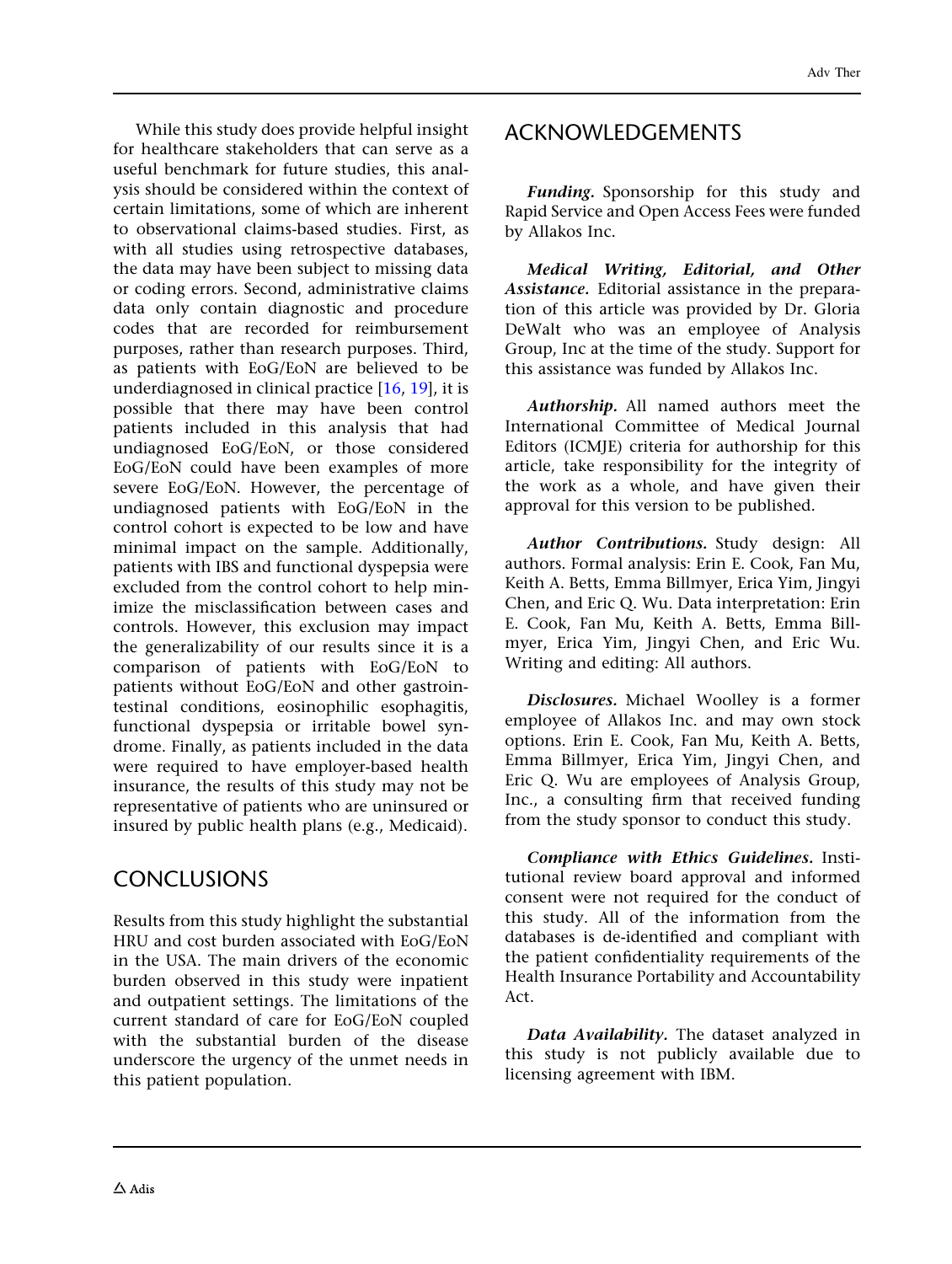While this study does provide helpful insight for healthcare stakeholders that can serve as a useful benchmark for future studies, this analysis should be considered within the context of certain limitations, some of which are inherent to observational claims-based studies. First, as with all studies using retrospective databases, the data may have been subject to missing data or coding errors. Second, administrative claims data only contain diagnostic and procedure codes that are recorded for reimbursement purposes, rather than research purposes. Third, as patients with EoG/EoN are believed to be underdiagnosed in clinical practice [16, 19], it is possible that there may have been control patients included in this analysis that had undiagnosed EoG/EoN, or those considered EoG/EoN could have been examples of more severe EoG/EoN. However, the percentage of undiagnosed patients with EoG/EoN in the control cohort is expected to be low and have minimal impact on the sample. Additionally, patients with IBS and functional dyspepsia were excluded from the control cohort to help minimize the misclassification between cases and controls. However, this exclusion may impact the generalizability of our results since it is a comparison of patients with EoG/EoN to patients without EoG/EoN and other gastrointestinal conditions, eosinophilic esophagitis, functional dyspepsia or irritable bowel syndrome. Finally, as patients included in the data were required to have employer-based health insurance, the results of this study may not be representative of patients who are uninsured or insured by public health plans (e.g., Medicaid).

# CONCLUSIONS

Results from this study highlight the substantial HRU and cost burden associated with EoG/EoN in the USA. The main drivers of the economic burden observed in this study were inpatient and outpatient settings. The limitations of the current standard of care for EoG/EoN coupled with the substantial burden of the disease underscore the urgency of the unmet needs in this patient population.

# ACKNOWLEDGEMENTS

***Funding.*** Sponsorship for this study and Rapid Service and Open Access Fees were funded by Allakos Inc.

***Medical Writing, Editorial, and Other Assistance.*** Editorial assistance in the preparation of this article was provided by Dr. Gloria DeWalt who was an employee of Analysis Group, Inc at the time of the study. Support for this assistance was funded by Allakos Inc.

***Authorship.*** All named authors meet the International Committee of Medical Journal Editors (ICMJE) criteria for authorship for this article, take responsibility for the integrity of the work as a whole, and have given their approval for this version to be published.

***Author Contributions.*** Study design: All authors. Formal analysis: Erin E. Cook, Fan Mu, Keith A. Betts, Emma Billmyer, Erica Yim, Jingyi Chen, and Eric Q. Wu. Data interpretation: Erin E. Cook, Fan Mu, Keith A. Betts, Emma Billmyer, Erica Yim, Jingyi Chen, and Eric Wu. Writing and editing: All authors.

***Disclosures.*** Michael Woolley is a former employee of Allakos Inc. and may own stock options. Erin E. Cook, Fan Mu, Keith A. Betts, Emma Billmyer, Erica Yim, Jingyi Chen, and Eric Q. Wu are employees of Analysis Group, Inc., a consulting firm that received funding from the study sponsor to conduct this study.

***Compliance with Ethics Guidelines.*** Institutional review board approval and informed consent were not required for the conduct of this study. All of the information from the databases is de-identified and compliant with the patient confidentiality requirements of the Health Insurance Portability and Accountability Act.

***Data Availability.*** The dataset analyzed in this study is not publicly available due to licensing agreement with IBM.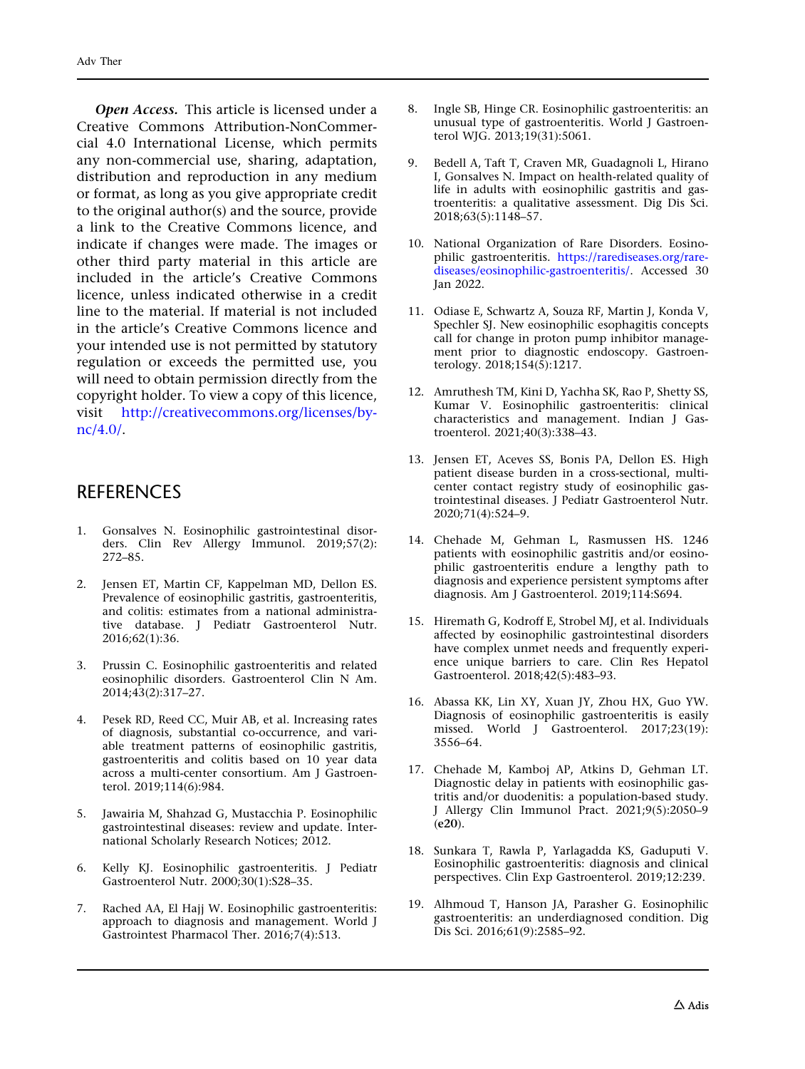***Open Access.*** This article is licensed under a Creative Commons Attribution-NonCommercial 4.0 International License, which permits any non-commercial use, sharing, adaptation, distribution and reproduction in any medium or format, as long as you give appropriate credit to the original author(s) and the source, provide a link to the Creative Commons licence, and indicate if changes were made. The images or other third party material in this article are included in the article's Creative Commons licence, unless indicated otherwise in a credit line to the material. If material is not included in the article's Creative Commons licence and your intended use is not permitted by statutory regulation or exceeds the permitted use, you will need to obtain permission directly from the copyright holder. To view a copy of this licence, visit http://creativecommons.org/licenses/by-nc/4.0/.

## REFERENCES

1. Gonsalves N. Eosinophilic gastrointestinal disorders. Clin Rev Allergy Immunol. 2019;57(2): 272–85.
2. Jensen ET, Martin CF, Kappelman MD, Dellon ES. Prevalence of eosinophilic gastritis, gastroenteritis, and colitis: estimates from a national administrative database. J Pediatr Gastroenterol Nutr. 2016;62(1):36.
3. Prussin C. Eosinophilic gastroenteritis and related eosinophilic disorders. Gastroenterol Clin N Am. 2014;43(2):317–27.
4. Pesek RD, Reed CC, Muir AB, et al. Increasing rates of diagnosis, substantial co-occurrence, and variable treatment patterns of eosinophilic gastritis, gastroenteritis and colitis based on 10 year data across a multi-center consortium. Am J Gastroenterol. 2019;114(6):984.
5. Jawairia M, Shahzad G, Mustacchia P. Eosinophilic gastrointestinal diseases: review and update. International Scholarly Research Notices; 2012.
6. Kelly KJ. Eosinophilic gastroenteritis. J Pediatr Gastroenterol Nutr. 2000;30(1):S28–35.
7. Rached AA, El Hajj W. Eosinophilic gastroenteritis: approach to diagnosis and management. World J Gastrointest Pharmacol Ther. 2016;7(4):513.
8. Ingle SB, Hinge CR. Eosinophilic gastroenteritis: an unusual type of gastroenteritis. World J Gastroenterol WJG. 2013;19(31):5061.
9. Bedell A, Taft T, Craven MR, Guadagnoli L, Hirano I, Gonsalves N. Impact on health-related quality of life in adults with eosinophilic gastritis and gastroenteritis: a qualitative assessment. Dig Dis Sci. 2018;63(5):1148–57.
10. National Organization of Rare Disorders. Eosinophilic gastroenteritis. https://rarediseases.org/rare-diseases/eosinophilic-gastroenteritis/. Accessed 30 Jan 2022.
11. Odiase E, Schwartz A, Souza RF, Martin J, Konda V, Spechler SJ. New eosinophilic esophagitis concepts call for change in proton pump inhibitor management prior to diagnostic endoscopy. Gastroenterology. 2018;154(5):1217.
12. Amruthesh TM, Kini D, Yachha SK, Rao P, Shetty SS, Kumar V. Eosinophilic gastroenteritis: clinical characteristics and management. Indian J Gastroenterol. 2021;40(3):338–43.
13. Jensen ET, Aceves SS, Bonis PA, Dellon ES. High patient disease burden in a cross-sectional, multicenter contact registry study of eosinophilic gastrointestinal diseases. J Pediatr Gastroenterol Nutr. 2020;71(4):524–9.
14. Chehade M, Gehman L, Rasmussen HS. 1246 patients with eosinophilic gastritis and/or eosinophilic gastroenteritis endure a lengthy path to diagnosis and experience persistent symptoms after diagnosis. Am J Gastroenterol. 2019;114:S694.
15. Hiremath G, Kodroff E, Strobel MJ, et al. Individuals affected by eosinophilic gastrointestinal disorders have complex unmet needs and frequently experience unique barriers to care. Clin Res Hepatol Gastroenterol. 2018;42(5):483–93.
16. Abassa KK, Lin XY, Xuan JY, Zhou HX, Guo YW. Diagnosis of eosinophilic gastroenteritis is easily missed. World J Gastroenterol. 2017;23(19): 3556–64.
17. Chehade M, Kamboj AP, Atkins D, Gehman LT. Diagnostic delay in patients with eosinophilic gastritis and/or duodenitis: a population-based study. J Allergy Clin Immunol Pract. 2021;9(5):2050–9 (**e20**).
18. Sunkara T, Rawla P, Yarlagadda KS, Gaduputi V. Eosinophilic gastroenteritis: diagnosis and clinical perspectives. Clin Exp Gastroenterol. 2019;12:239.
19. Alhmoud T, Hanson JA, Parasher G. Eosinophilic gastroenteritis: an underdiagnosed condition. Dig Dis Sci. 2016;61(9):2585–92.